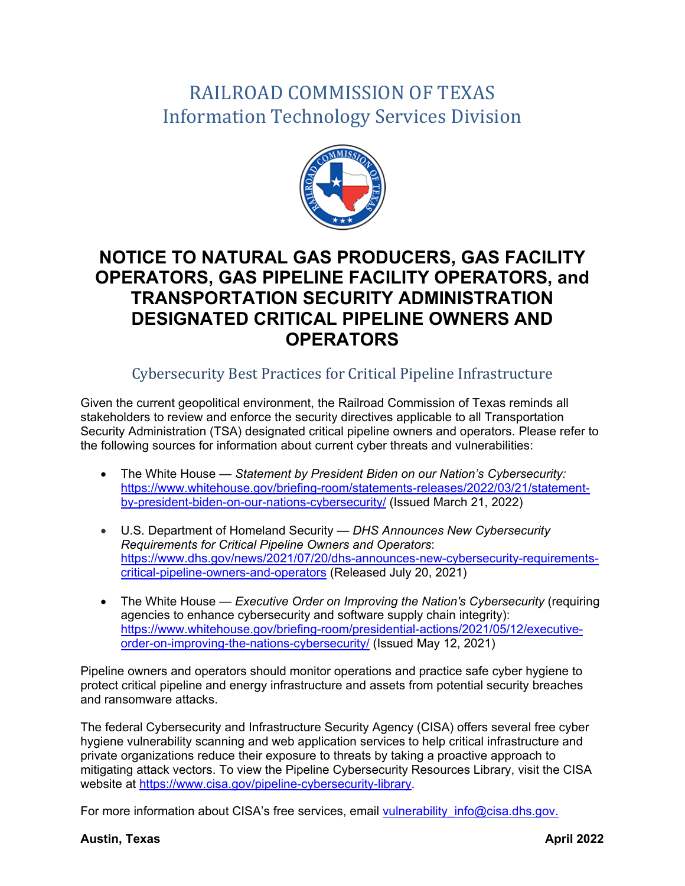# RAILROAD COMMISSION OF TEXAS
## Information Technology Services Division

# NOTICE TO NATURAL GAS PRODUCERS, GAS FACILITY OPERATORS, GAS PIPELINE FACILITY OPERATORS, and TRANSPORTATION SECURITY ADMINISTRATION DESIGNATED CRITICAL PIPELINE OWNERS AND OPERATORS

## Cybersecurity Best Practices for Critical Pipeline Infrastructure

Given the current geopolitical environment, the Railroad Commission of Texas reminds all stakeholders to review and enforce the security directives applicable to all Transportation Security Administration (TSA) designated critical pipeline owners and operators. Please refer to the following sources for information about current cyber threats and vulnerabilities:

- The White House — *Statement by President Biden on our Nation's Cybersecurity:* https://www.whitehouse.gov/briefing-room/statements-releases/2022/03/21/statement-by-president-biden-on-our-nations-cybersecurity/ (Issued March 21, 2022)
- U.S. Department of Homeland Security — *DHS Announces New Cybersecurity Requirements for Critical Pipeline Owners and Operators*: https://www.dhs.gov/news/2021/07/20/dhs-announces-new-cybersecurity-requirements-critical-pipeline-owners-and-operators (Released July 20, 2021)
- The White House — *Executive Order on Improving the Nation's Cybersecurity* (requiring agencies to enhance cybersecurity and software supply chain integrity): https://www.whitehouse.gov/briefing-room/presidential-actions/2021/05/12/executive-order-on-improving-the-nations-cybersecurity/ (Issued May 12, 2021)

Pipeline owners and operators should monitor operations and practice safe cyber hygiene to protect critical pipeline and energy infrastructure and assets from potential security breaches and ransomware attacks.

The federal Cybersecurity and Infrastructure Security Agency (CISA) offers several free cyber hygiene vulnerability scanning and web application services to help critical infrastructure and private organizations reduce their exposure to threats by taking a proactive approach to mitigating attack vectors. To view the Pipeline Cybersecurity Resources Library, visit the CISA website at https://www.cisa.gov/pipeline-cybersecurity-library.

For more information about CISA's free services, email vulnerability_info@cisa.dhs.gov.

**Austin, Texas** **April 2022**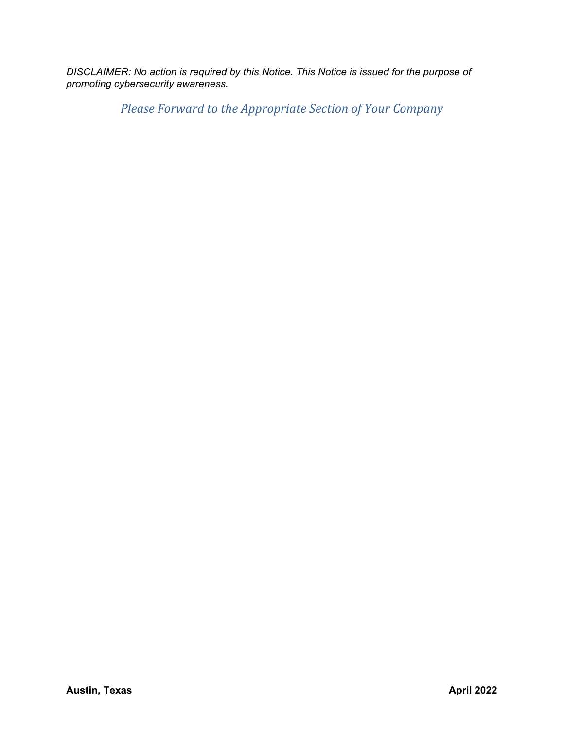*DISCLAIMER: No action is required by this Notice. This Notice is issued for the purpose of promoting cybersecurity awareness.*

*Please Forward to the Appropriate Section of Your Company*

**Austin, Texas** **April 2022**